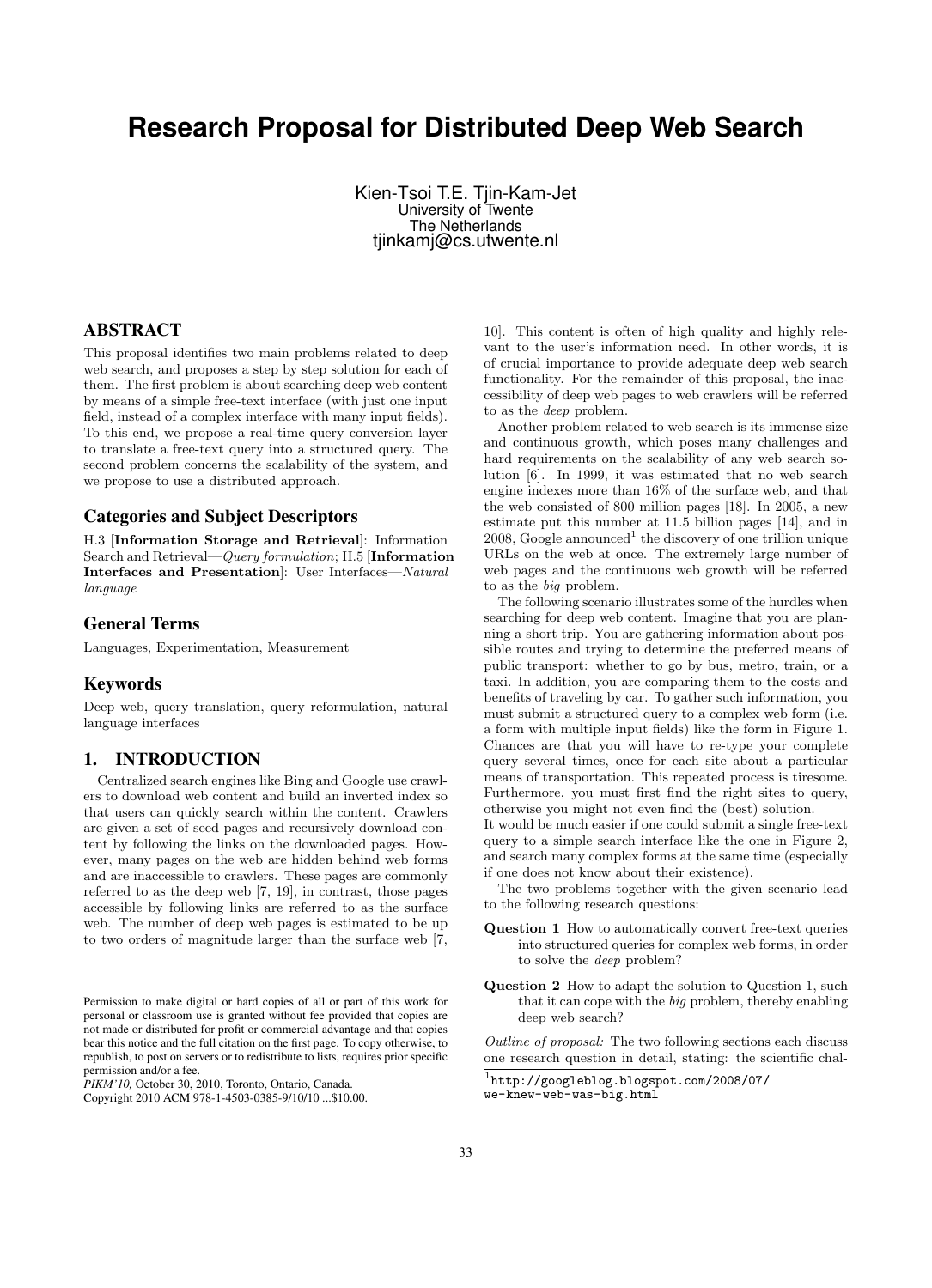# Research Proposal for Distributed Deep Web Search

Kien-Tsoi T.E. Tjin-Kam-Jet
University of Twente
The Netherlands
tjinkamj@cs.utwente.nl

## ABSTRACT

This proposal identifies two main problems related to deep web search, and proposes a step by step solution for each of them. The first problem is about searching deep web content by means of a simple free-text interface (with just one input field, instead of a complex interface with many input fields). To this end, we propose a real-time query conversion layer to translate a free-text query into a structured query. The second problem concerns the scalability of the system, and we propose to use a distributed approach.

## Categories and Subject Descriptors

H.3 [**Information Storage and Retrieval**]: Information Search and Retrieval—*Query formulation*; H.5 [**Information Interfaces and Presentation**]: User Interfaces—*Natural language*

## General Terms

Languages, Experimentation, Measurement

## Keywords

Deep web, query translation, query reformulation, natural language interfaces

## 1. INTRODUCTION

Centralized search engines like Bing and Google use crawlers to download web content and build an inverted index so that users can quickly search within the content. Crawlers are given a set of seed pages and recursively download content by following the links on the downloaded pages. However, many pages on the web are hidden behind web forms and are inaccessible to crawlers. These pages are commonly referred to as the deep web [7, 19], in contrast, those pages accessible by following links are referred to as the surface web. The number of deep web pages is estimated to be up to two orders of magnitude larger than the surface web [7, 10]. This content is often of high quality and highly relevant to the user's information need. In other words, it is of crucial importance to provide adequate deep web search functionality. For the remainder of this proposal, the inaccessibility of deep web pages to web crawlers will be referred to as the *deep* problem.

Another problem related to web search is its immense size and continuous growth, which poses many challenges and hard requirements on the scalability of any web search solution [6]. In 1999, it was estimated that no web search engine indexes more than 16% of the surface web, and that the web consisted of 800 million pages [18]. In 2005, a new estimate put this number at 11.5 billion pages [14], and in 2008, Google announced[1] the discovery of one trillion unique URLs on the web at once. The extremely large number of web pages and the continuous web growth will be referred to as the *big* problem.

The following scenario illustrates some of the hurdles when searching for deep web content. Imagine that you are planning a short trip. You are gathering information about possible routes and trying to determine the preferred means of public transport: whether to go by bus, metro, train, or a taxi. In addition, you are comparing them to the costs and benefits of traveling by car. To gather such information, you must submit a structured query to a complex web form (i.e. a form with multiple input fields) like the form in Figure 1. Chances are that you will have to re-type your complete query several times, once for each site about a particular means of transportation. This repeated process is tiresome. Furthermore, you must first find the right sites to query, otherwise you might not even find the (best) solution.
It would be much easier if one could submit a single free-text query to a simple search interface like the one in Figure 2, and search many complex forms at the same time (especially if one does not know about their existence).

The two problems together with the given scenario lead to the following research questions:

**Question 1** How to automatically convert free-text queries into structured queries for complex web forms, in order to solve the *deep* problem?

**Question 2** How to adapt the solution to Question 1, such that it can cope with the *big* problem, thereby enabling deep web search?

*Outline of proposal:* The two following sections each discuss one research question in detail, stating: the scientific chal-

[1] http://googleblog.blogspot.com/2008/07/we-knew-web-was-big.html

Permission to make digital or hard copies of all or part of this work for personal or classroom use is granted without fee provided that copies are not made or distributed for profit or commercial advantage and that copies bear this notice and the full citation on the first page. To copy otherwise, to republish, to post on servers or to redistribute to lists, requires prior specific permission and/or a fee.
*PIKM'10,* October 30, 2010, Toronto, Ontario, Canada.
Copyright 2010 ACM 978-1-4503-0385-9/10/10 ...$10.00.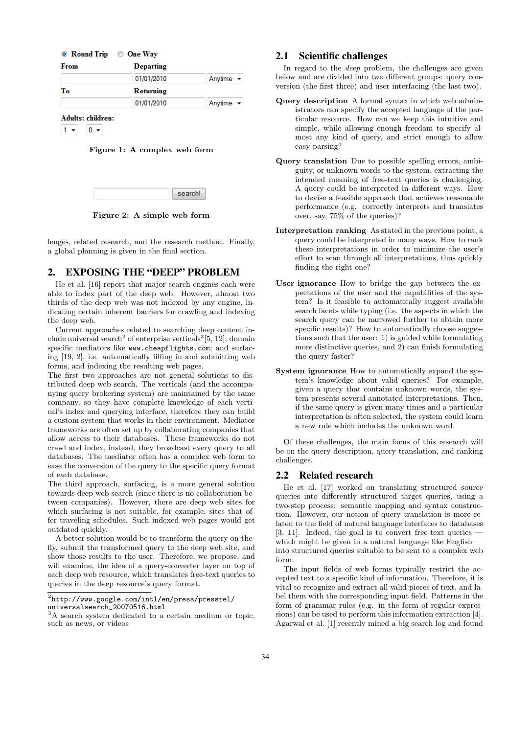Round Trip One Way

From Departing

01/01/2010 Anytime

To Returning

01/01/2010 Anytime

Adults: children:

1 0

**Figure 1: A complex web form**

search!

**Figure 2: A simple web form**

lenges, related research, and the research method. Finally, a global planning is given in the final section.

## 2. EXPOSING THE "DEEP" PROBLEM

He et al. [16] report that major search engines each were able to index part of the deep web. However, almost two thirds of the deep web was not indexed by any engine, indicating certain inherent barriers for crawling and indexing the deep web.

Current approaches related to searching deep content include universal search[2] of enterprise verticals[3][5, 12]; domain specific mediators like `www.cheapflights.com`; and surfacing [19, 2], i.e. automatically filling in and submitting web forms, and indexing the resulting web pages.

The first two approaches are not general solutions to distributed deep web search. The verticals (and the accompanying query brokering system) are maintained by the same company, so they have complete knowledge of each vertical's index and querying interface, therefore they can build a custom system that works in their environment. Mediator frameworks are often set up by collaborating companies that allow access to their databases. These frameworks do not crawl and index, instead, they broadcast every query to all databases. The mediator often has a complex web form to ease the conversion of the query to the specific query format of each database.

The third approach, surfacing, is a more general solution towards deep web search (since there is no collaboration between companies). However, there are deep web sites for which surfacing is not suitable, for example, sites that offer traveling schedules. Such indexed web pages would get outdated quickly.

A better solution would be to transform the query on-the-fly, submit the transformed query to the deep web site, and show those results to the user. Therefore, we propose, and will examine, the idea of a query-converter layer on top of each deep web resource, which translates free-text queries to queries in the deep resource's query format.

[2] `http://www.google.com/intl/en/press/pressrel/universalsearch_20070516.html`

[3] A search system dedicated to a certain medium or topic, such as news, or videos

### 2.1 Scientific challenges

In regard to the *deep* problem, the challenges are given below and are divided into two different groups: query conversion (the first three) and user interfacing (the last two).

**Query description** A formal syntax in which web administrators can specify the accepted language of the particular resource. How can we keep this intuitive and simple, while allowing enough freedom to specify almost any kind of query, and strict enough to allow easy parsing?

**Query translation** Due to possible spelling errors, ambiguity, or unknown words to the system, extracting the intended meaning of free-text queries is challenging. A query could be interpreted in different ways. How to devise a feasible approach that achieves reasonable performance (e.g. correctly interprets and translates over, say, 75% of the queries)?

**Interpretation ranking** As stated in the previous point, a query could be interpreted in many ways. How to rank these interpretations in order to minimize the user's effort to scan through all interpretations, thus quickly finding the right one?

**User ignorance** How to bridge the gap between the expectations of the user and the capabilities of the system? Is it feasible to automatically suggest available search facets while typing (i.e. the aspects in which the search query can be narrowed further to obtain more specific results)? How to automatically choose suggestions such that the user: 1) is guided while formulating more distinctive queries, and 2) can finish formulating the query faster?

**System ignorance** How to automatically expand the system's knowledge about valid queries? For example, given a query that contains unknown words, the system presents several annotated interpretations. Then, if the same query is given many times and a particular interpretation is often selected, the system could learn a new rule which includes the unknown word.

Of these challenges, the main focus of this research will be on the query description, query translation, and ranking challenges.

### 2.2 Related research

He et al. [17] worked on translating structured source queries into differently structured target queries, using a two-step process: semantic mapping and syntax construction. However, our notion of query translation is more related to the field of natural language interfaces to databases [3, 11]. Indeed, the goal is to convert free-text queries — which might be given in a natural language like English — into structured queries suitable to be sent to a complex web form.

The input fields of web forms typically restrict the accepted text to a specific kind of information. Therefore, it is vital to recognize and extract all valid pieces of text, and label them with the corresponding input field. Patterns in the form of grammar rules (e.g. in the form of regular expressions) can be used to perform this information extraction [4]. Agarwal et al. [1] recently mined a big search log and found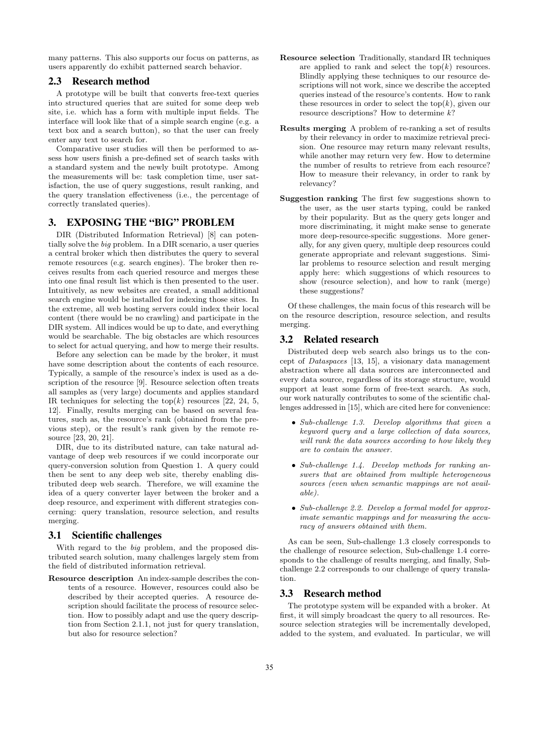many patterns. This also supports our focus on patterns, as users apparently do exhibit patterned search behavior.

### 2.3 Research method

A prototype will be built that converts free-text queries into structured queries that are suited for some deep web site, i.e. which has a form with multiple input fields. The interface will look like that of a simple search engine (e.g. a text box and a search button), so that the user can freely enter any text to search for.

Comparative user studies will then be performed to assess how users finish a pre-defined set of search tasks with a standard system and the newly built prototype. Among the measurements will be: task completion time, user satisfaction, the use of query suggestions, result ranking, and the query translation effectiveness (i.e., the percentage of correctly translated queries).

## 3. EXPOSING THE "BIG" PROBLEM

DIR (Distributed Information Retrieval) [8] can potentially solve the *big* problem. In a DIR scenario, a user queries a central broker which then distributes the query to several remote resources (e.g. search engines). The broker then receives results from each queried resource and merges these into one final result list which is then presented to the user. Intuitively, as new websites are created, a small additional search engine would be installed for indexing those sites. In the extreme, all web hosting servers could index their local content (there would be no crawling) and participate in the DIR system. All indices would be up to date, and everything would be searchable. The big obstacles are which resources to select for actual querying, and how to merge their results.

Before any selection can be made by the broker, it must have some description about the contents of each resource. Typically, a sample of the resource's index is used as a description of the resource [9]. Resource selection often treats all samples as (very large) documents and applies standard IR techniques for selecting the top($k$) resources [22, 24, 5, 12]. Finally, results merging can be based on several features, such as, the resource's rank (obtained from the previous step), or the result's rank given by the remote resource [23, 20, 21].

DIR, due to its distributed nature, can take natural advantage of deep web resources if we could incorporate our query-conversion solution from Question 1. A query could then be sent to any deep web site, thereby enabling distributed deep web search. Therefore, we will examine the idea of a query converter layer between the broker and a deep resource, and experiment with different strategies concerning: query translation, resource selection, and results merging.

### 3.1 Scientific challenges

With regard to the *big* problem, and the proposed distributed search solution, many challenges largely stem from the field of distributed information retrieval.

**Resource description** An index-sample describes the contents of a resource. However, resources could also be described by their accepted queries. A resource description should facilitate the process of resource selection. How to possibly adapt and use the query description from Section 2.1.1, not just for query translation, but also for resource selection?

**Resource selection** Traditionally, standard IR techniques are applied to rank and select the top($k$) resources. Blindly applying these techniques to our resource descriptions will not work, since we describe the accepted queries instead of the resource's contents. How to rank these resources in order to select the top($k$), given our resource descriptions? How to determine $k$?

**Results merging** A problem of re-ranking a set of results by their relevancy in order to maximize retrieval precision. One resource may return many relevant results, while another may return very few. How to determine the number of results to retrieve from each resource? How to measure their relevancy, in order to rank by relevancy?

**Suggestion ranking** The first few suggestions shown to the user, as the user starts typing, could be ranked by their popularity. But as the query gets longer and more discriminating, it might make sense to generate more deep-resource-specific suggestions. More generally, for any given query, multiple deep resources could generate appropriate and relevant suggestions. Similar problems to resource selection and result merging apply here: which suggestions of which resources to show (resource selection), and how to rank (merge) these suggestions?

Of these challenges, the main focus of this research will be on the resource description, resource selection, and results merging.

### 3.2 Related research

Distributed deep web search also brings us to the concept of *Dataspaces* [13, 15], a visionary data management abstraction where all data sources are interconnected and every data source, regardless of its storage structure, would support at least some form of free-text search. As such, our work naturally contributes to some of the scientific challenges addressed in [15], which are cited here for convenience:

- *Sub-challenge 1.3. Develop algorithms that given a keyword query and a large collection of data sources, will rank the data sources according to how likely they are to contain the answer.*
- *Sub-challenge 1.4. Develop methods for ranking answers that are obtained from multiple heterogeneous sources (even when semantic mappings are not available).*
- *Sub-challenge 2.2. Develop a formal model for approximate semantic mappings and for measuring the accuracy of answers obtained with them.*

As can be seen, Sub-challenge 1.3 closely corresponds to the challenge of resource selection, Sub-challenge 1.4 corresponds to the challenge of results merging, and finally, Sub-challenge 2.2 corresponds to our challenge of query translation.

### 3.3 Research method

The prototype system will be expanded with a broker. At first, it will simply broadcast the query to all resources. Resource selection strategies will be incrementally developed, added to the system, and evaluated. In particular, we will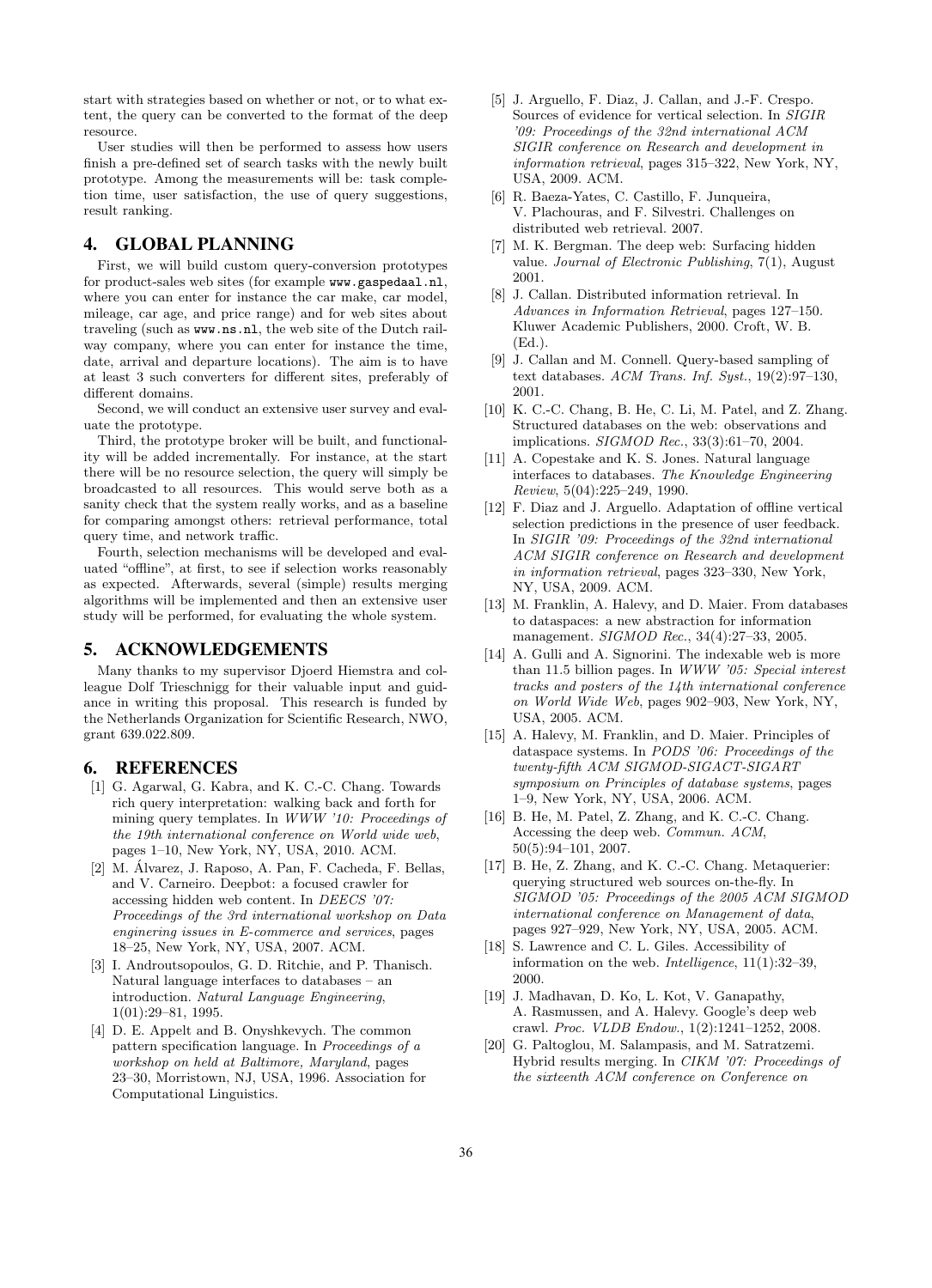start with strategies based on whether or not, or to what extent, the query can be converted to the format of the deep resource.

User studies will then be performed to assess how users finish a pre-defined set of search tasks with the newly built prototype. Among the measurements will be: task completion time, user satisfaction, the use of query suggestions, result ranking.

## 4. GLOBAL PLANNING

First, we will build custom query-conversion prototypes for product-sales web sites (for example `www.gaspedaal.nl`, where you can enter for instance the car make, car model, mileage, car age, and price range) and for web sites about traveling (such as `www.ns.nl`, the web site of the Dutch railway company, where you can enter for instance the time, date, arrival and departure locations). The aim is to have at least 3 such converters for different sites, preferably of different domains.

Second, we will conduct an extensive user survey and evaluate the prototype.

Third, the prototype broker will be built, and functionality will be added incrementally. For instance, at the start there will be no resource selection, the query will simply be broadcasted to all resources. This would serve both as a sanity check that the system really works, and as a baseline for comparing amongst others: retrieval performance, total query time, and network traffic.

Fourth, selection mechanisms will be developed and evaluated "offline", at first, to see if selection works reasonably as expected. Afterwards, several (simple) results merging algorithms will be implemented and then an extensive user study will be performed, for evaluating the whole system.

## 5. ACKNOWLEDGEMENTS

Many thanks to my supervisor Djoerd Hiemstra and colleague Dolf Trieschnigg for their valuable input and guidance in writing this proposal. This research is funded by the Netherlands Organization for Scientific Research, NWO, grant 639.022.809.

## 6. REFERENCES

[1] G. Agarwal, G. Kabra, and K. C.-C. Chang. Towards rich query interpretation: walking back and forth for mining query templates. In *WWW '10: Proceedings of the 19th international conference on World wide web*, pages 1–10, New York, NY, USA, 2010. ACM.

[2] M. Álvarez, J. Raposo, A. Pan, F. Cacheda, F. Bellas, and V. Carneiro. Deepbot: a focused crawler for accessing hidden web content. In *DEECS '07: Proceedings of the 3rd international workshop on Data enginering issues in E-commerce and services*, pages 18–25, New York, NY, USA, 2007. ACM.

[3] I. Androutsopoulos, G. D. Ritchie, and P. Thanisch. Natural language interfaces to databases – an introduction. *Natural Language Engineering*, 1(01):29–81, 1995.

[4] D. E. Appelt and B. Onyshkevych. The common pattern specification language. In *Proceedings of a workshop on held at Baltimore, Maryland*, pages 23–30, Morristown, NJ, USA, 1996. Association for Computational Linguistics.

[5] J. Arguello, F. Diaz, J. Callan, and J.-F. Crespo. Sources of evidence for vertical selection. In *SIGIR '09: Proceedings of the 32nd international ACM SIGIR conference on Research and development in information retrieval*, pages 315–322, New York, NY, USA, 2009. ACM.

[6] R. Baeza-Yates, C. Castillo, F. Junqueira, V. Plachouras, and F. Silvestri. Challenges on distributed web retrieval. 2007.

[7] M. K. Bergman. The deep web: Surfacing hidden value. *Journal of Electronic Publishing*, 7(1), August 2001.

[8] J. Callan. Distributed information retrieval. In *Advances in Information Retrieval*, pages 127–150. Kluwer Academic Publishers, 2000. Croft, W. B. (Ed.).

[9] J. Callan and M. Connell. Query-based sampling of text databases. *ACM Trans. Inf. Syst.*, 19(2):97–130, 2001.

[10] K. C.-C. Chang, B. He, C. Li, M. Patel, and Z. Zhang. Structured databases on the web: observations and implications. *SIGMOD Rec.*, 33(3):61–70, 2004.

[11] A. Copestake and K. S. Jones. Natural language interfaces to databases. *The Knowledge Engineering Review*, 5(04):225–249, 1990.

[12] F. Diaz and J. Arguello. Adaptation of offline vertical selection predictions in the presence of user feedback. In *SIGIR '09: Proceedings of the 32nd international ACM SIGIR conference on Research and development in information retrieval*, pages 323–330, New York, NY, USA, 2009. ACM.

[13] M. Franklin, A. Halevy, and D. Maier. From databases to dataspaces: a new abstraction for information management. *SIGMOD Rec.*, 34(4):27–33, 2005.

[14] A. Gulli and A. Signorini. The indexable web is more than 11.5 billion pages. In *WWW '05: Special interest tracks and posters of the 14th international conference on World Wide Web*, pages 902–903, New York, NY, USA, 2005. ACM.

[15] A. Halevy, M. Franklin, and D. Maier. Principles of dataspace systems. In *PODS '06: Proceedings of the twenty-fifth ACM SIGMOD-SIGACT-SIGART symposium on Principles of database systems*, pages 1–9, New York, NY, USA, 2006. ACM.

[16] B. He, M. Patel, Z. Zhang, and K. C.-C. Chang. Accessing the deep web. *Commun. ACM*, 50(5):94–101, 2007.

[17] B. He, Z. Zhang, and K. C.-C. Chang. Metaquerier: querying structured web sources on-the-fly. In *SIGMOD '05: Proceedings of the 2005 ACM SIGMOD international conference on Management of data*, pages 927–929, New York, NY, USA, 2005. ACM.

[18] S. Lawrence and C. L. Giles. Accessibility of information on the web. *Intelligence*, 11(1):32–39, 2000.

[19] J. Madhavan, D. Ko, L. Kot, V. Ganapathy, A. Rasmussen, and A. Halevy. Google's deep web crawl. *Proc. VLDB Endow.*, 1(2):1241–1252, 2008.

[20] G. Paltoglou, M. Salampasis, and M. Satratzemi. Hybrid results merging. In *CIKM '07: Proceedings of the sixteenth ACM conference on Conference on*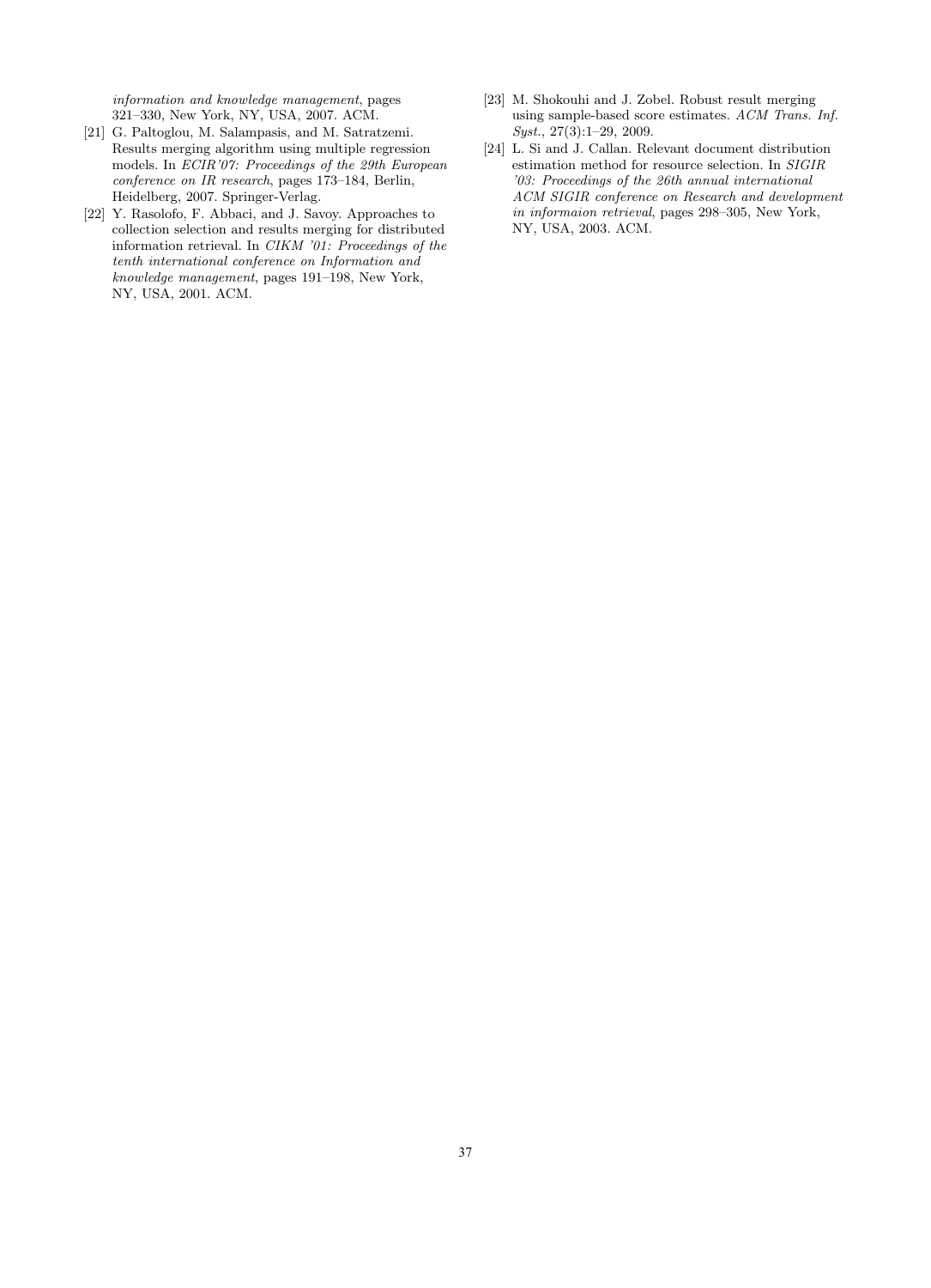*information and knowledge management*, pages 321–330, New York, NY, USA, 2007. ACM.

[21] G. Paltoglou, M. Salampasis, and M. Satratzemi. Results merging algorithm using multiple regression models. In *ECIR'07: Proceedings of the 29th European conference on IR research*, pages 173–184, Berlin, Heidelberg, 2007. Springer-Verlag.

[22] Y. Rasolofo, F. Abbaci, and J. Savoy. Approaches to collection selection and results merging for distributed information retrieval. In *CIKM '01: Proceedings of the tenth international conference on Information and knowledge management*, pages 191–198, New York, NY, USA, 2001. ACM.

[23] M. Shokouhi and J. Zobel. Robust result merging using sample-based score estimates. *ACM Trans. Inf. Syst.*, 27(3):1–29, 2009.

[24] L. Si and J. Callan. Relevant document distribution estimation method for resource selection. In *SIGIR '03: Proceedings of the 26th annual international ACM SIGIR conference on Research and development in informaion retrieval*, pages 298–305, New York, NY, USA, 2003. ACM.